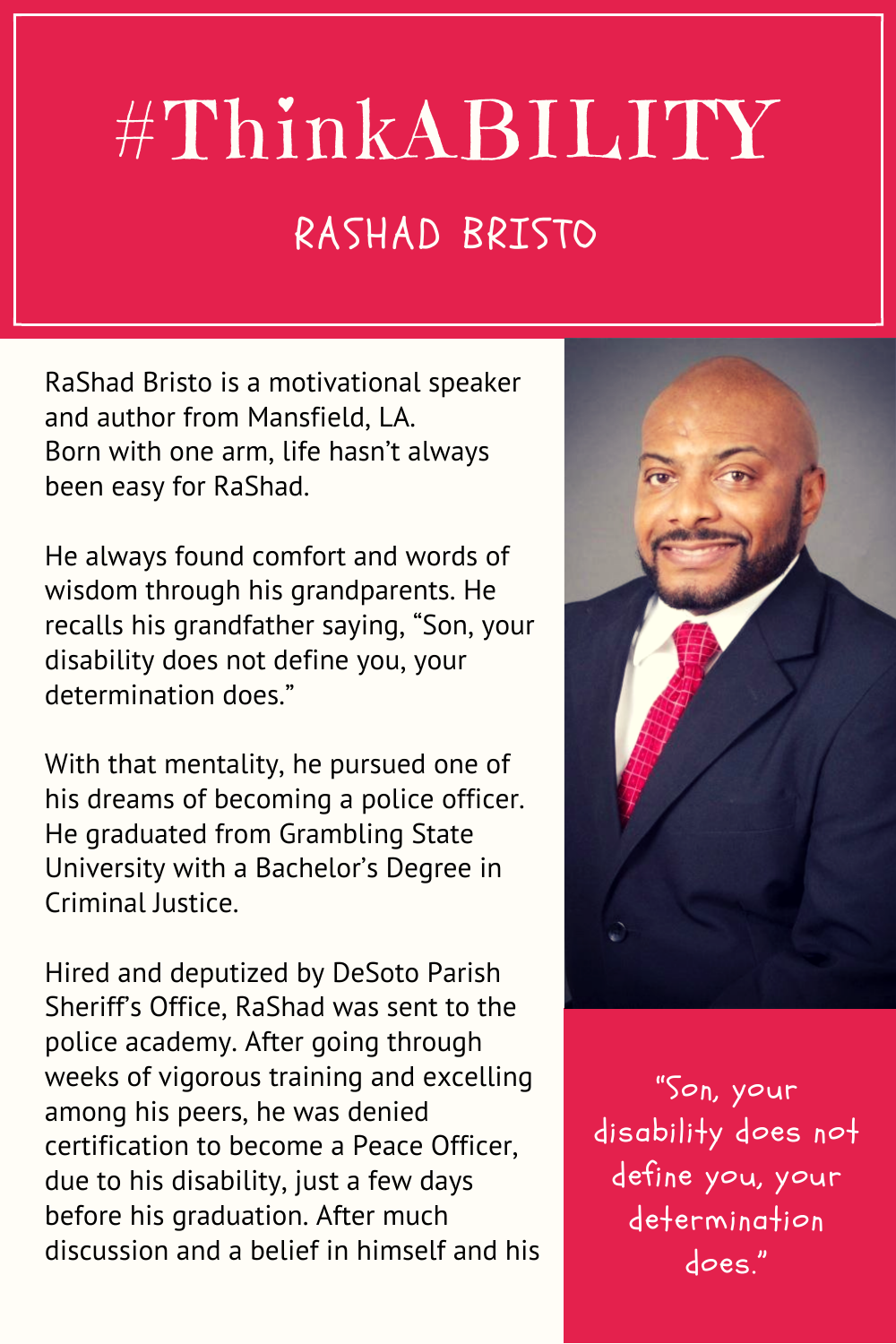# #ThinkABILITY

## RASHAD BRISTO

RaShad Bristo is a motivational speaker and author from Mansfield, LA. Born with one arm, life hasn't always been easy for RaShad.

He always found comfort and words of wisdom through his grandparents. He recalls his grandfather saying, "Son, your disability does not define you, your determination does."

With that mentality, he pursued one of his dreams of becoming a police officer. He graduated from Grambling State University with a Bachelor's Degree in Criminal Justice.

Hired and deputized by DeSoto Parish Sheriff's Office, RaShad was sent to the police academy. After going through weeks of vigorous training and excelling among his peers, he was denied certification to become a Peace Officer, due to his disability, just a few days before his graduation. After much discussion and a belief in himself and his

"Son, your disability does not define you, your determination does."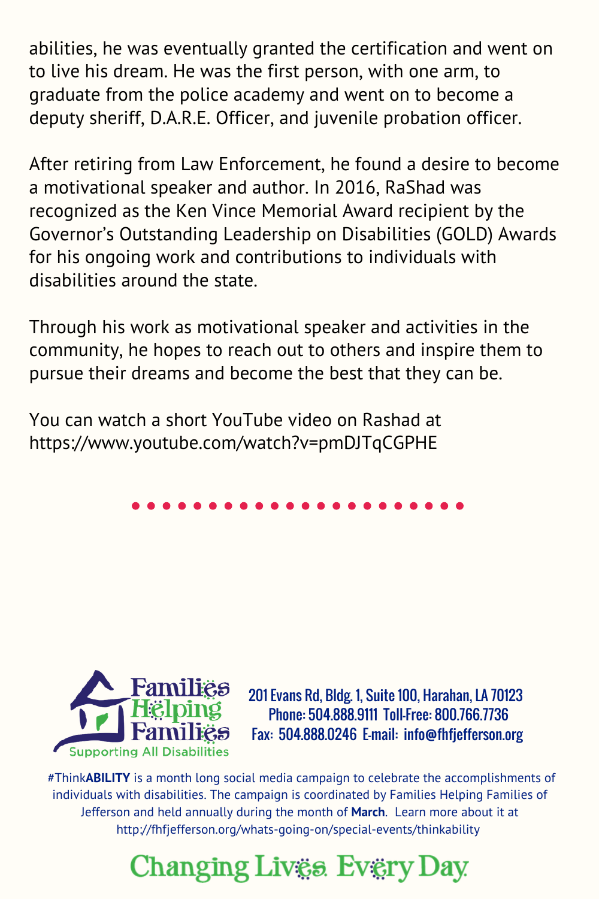abilities, he was eventually granted the certification and went on to live his dream. He was the first person, with one arm, to graduate from the police academy and went on to become a deputy sheriff, D.A.R.E. Officer, and juvenile probation officer.

After retiring from Law Enforcement, he found a desire to become a motivational speaker and author. In 2016, RaShad was recognized as the Ken Vince Memorial Award recipient by the Governor's Outstanding Leadership on Disabilities (GOLD) Awards for his ongoing work and contributions to individuals with disabilities around the state.

Through his work as motivational speaker and activities in the community, he hopes to reach out to others and inspire them to pursue their dreams and become the best that they can be.

You can watch a short YouTube video on Rashad at https://www.youtube.com/watch?v=pmDJTqCGPHE

Families Helping Families
Supporting All Disabilities

201 Evans Rd, Bldg. 1, Suite 100, Harahan, LA 70123
Phone: 504.888.9111 Toll-Free: 800.766.7736
Fax: 504.888.0246 E-mail: info@fhfjefferson.org

#Think**ABILITY** is a month long social media campaign to celebrate the accomplishments of individuals with disabilities. The campaign is coordinated by Families Helping Families of Jefferson and held annually during the month of **March**. Learn more about it at http://fhfjefferson.org/whats-going-on/special-events/thinkability

Changing Lives Every Day